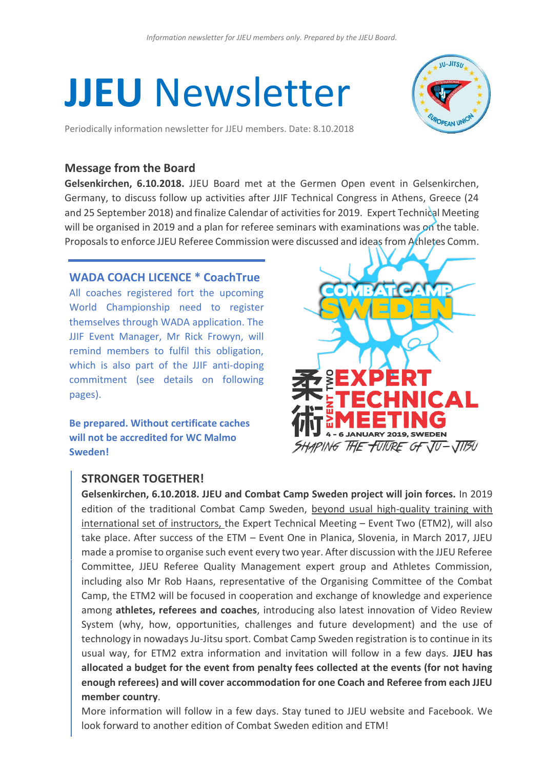*Information newsletter for JJEU members only. Prepared by the JJEU Board.*

# **JJEU** Newsletter

Periodically information newsletter for JJEU members. Date: 8.10.2018

## Message from the Board

**Gelsenkirchen, 6.10.2018.** JJEU Board met at the Germen Open event in Gelsenkirchen, Germany, to discuss follow up activities after JJIF Technical Congress in Athens, Greece (24 and 25 September 2018) and finalize Calendar of activities for 2019. Expert Technical Meeting will be organised in 2019 and a plan for referee seminars with examinations was on the table. Proposals to enforce JJEU Referee Commission were discussed and ideas from Athletes Comm.

### WADA COACH LICENCE * CoachTrue

All coaches registered fort the upcoming World Championship need to register themselves through WADA application. The JJIF Event Manager, Mr Rick Frowyn, will remind members to fulfil this obligation, which is also part of the JJIF anti-doping commitment (see details on following pages).

**Be prepared. Without certificate caches will not be accredited for WC Malmo Sweden!**

COMBAT CAMP SWEDEN

柔術 EVENT TWO EXPERT TECHNICAL MEETING

4 - 6 JANUARY 2019, SWEDEN

SHAPING THE FUTURE OF JU-JITSU

### STRONGER TOGETHER!

**Gelsenkirchen, 6.10.2018. JJEU and Combat Camp Sweden project will join forces.** In 2019 edition of the traditional Combat Camp Sweden, beyond usual high-quality training with international set of instructors, the Expert Technical Meeting – Event Two (ETM2), will also take place. After success of the ETM – Event One in Planica, Slovenia, in March 2017, JJEU made a promise to organise such event every two year. After discussion with the JJEU Referee Committee, JJEU Referee Quality Management expert group and Athletes Commission, including also Mr Rob Haans, representative of the Organising Committee of the Combat Camp, the ETM2 will be focused in cooperation and exchange of knowledge and experience among **athletes, referees and coaches**, introducing also latest innovation of Video Review System (why, how, opportunities, challenges and future development) and the use of technology in nowadays Ju-Jitsu sport. Combat Camp Sweden registration is to continue in its usual way, for ETM2 extra information and invitation will follow in a few days. **JJEU has allocated a budget for the event from penalty fees collected at the events (for not having enough referees) and will cover accommodation for one Coach and Referee from each JJEU member country**.

More information will follow in a few days. Stay tuned to JJEU website and Facebook. We look forward to another edition of Combat Sweden edition and ETM!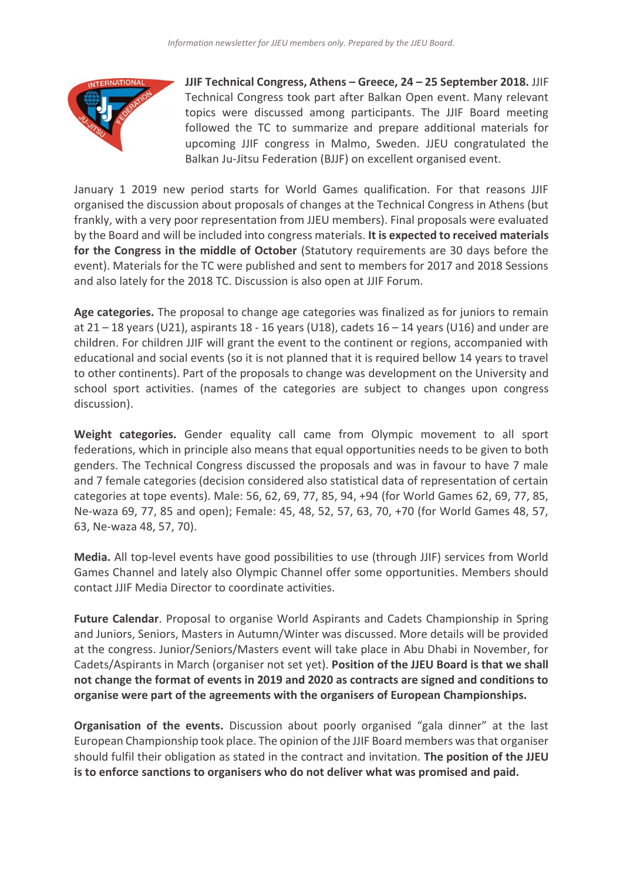**JJIF Technical Congress, Athens – Greece, 24 – 25 September 2018.** JJIF Technical Congress took part after Balkan Open event. Many relevant topics were discussed among participants. The JJIF Board meeting followed the TC to summarize and prepare additional materials for upcoming JJIF congress in Malmo, Sweden. JJEU congratulated the Balkan Ju-Jitsu Federation (BJJF) on excellent organised event.

January 1 2019 new period starts for World Games qualification. For that reasons JJIF organised the discussion about proposals of changes at the Technical Congress in Athens (but frankly, with a very poor representation from JJEU members). Final proposals were evaluated by the Board and will be included into congress materials. **It is expected to received materials for the Congress in the middle of October** (Statutory requirements are 30 days before the event). Materials for the TC were published and sent to members for 2017 and 2018 Sessions and also lately for the 2018 TC. Discussion is also open at JJIF Forum.

**Age categories.** The proposal to change age categories was finalized as for juniors to remain at 21 – 18 years (U21), aspirants 18 - 16 years (U18), cadets 16 – 14 years (U16) and under are children. For children JJIF will grant the event to the continent or regions, accompanied with educational and social events (so it is not planned that it is required bellow 14 years to travel to other continents). Part of the proposals to change was development on the University and school sport activities. (names of the categories are subject to changes upon congress discussion).

**Weight categories.** Gender equality call came from Olympic movement to all sport federations, which in principle also means that equal opportunities needs to be given to both genders. The Technical Congress discussed the proposals and was in favour to have 7 male and 7 female categories (decision considered also statistical data of representation of certain categories at tope events). Male: 56, 62, 69, 77, 85, 94, +94 (for World Games 62, 69, 77, 85, Ne-waza 69, 77, 85 and open); Female: 45, 48, 52, 57, 63, 70, +70 (for World Games 48, 57, 63, Ne-waza 48, 57, 70).

**Media.** All top-level events have good possibilities to use (through JJIF) services from World Games Channel and lately also Olympic Channel offer some opportunities. Members should contact JJIF Media Director to coordinate activities.

**Future Calendar**. Proposal to organise World Aspirants and Cadets Championship in Spring and Juniors, Seniors, Masters in Autumn/Winter was discussed. More details will be provided at the congress. Junior/Seniors/Masters event will take place in Abu Dhabi in November, for Cadets/Aspirants in March (organiser not set yet). **Position of the JJEU Board is that we shall not change the format of events in 2019 and 2020 as contracts are signed and conditions to organise were part of the agreements with the organisers of European Championships.**

**Organisation of the events.** Discussion about poorly organised "gala dinner" at the last European Championship took place. The opinion of the JJIF Board members was that organiser should fulfil their obligation as stated in the contract and invitation. **The position of the JJEU is to enforce sanctions to organisers who do not deliver what was promised and paid.**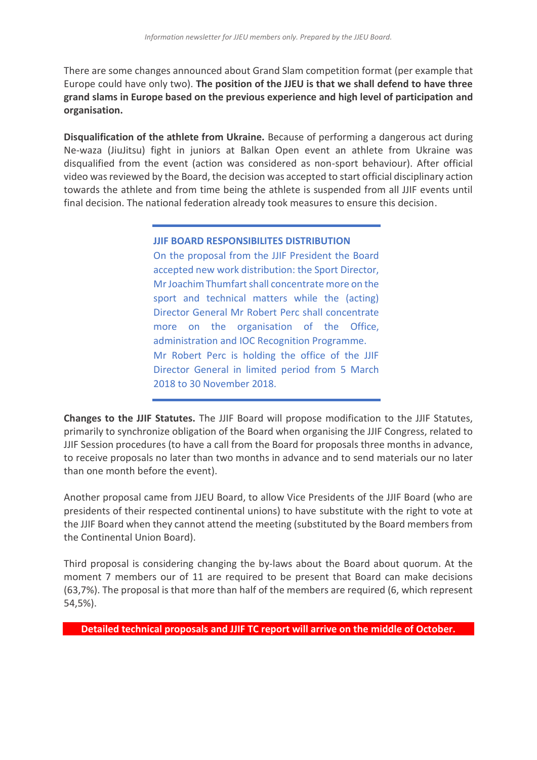There are some changes announced about Grand Slam competition format (per example that Europe could have only two). **The position of the JJEU is that we shall defend to have three grand slams in Europe based on the previous experience and high level of participation and organisation.**

**Disqualification of the athlete from Ukraine.** Because of performing a dangerous act during Ne-waza (JiuJitsu) fight in juniors at Balkan Open event an athlete from Ukraine was disqualified from the event (action was considered as non-sport behaviour). After official video was reviewed by the Board, the decision was accepted to start official disciplinary action towards the athlete and from time being the athlete is suspended from all JJIF events until final decision. The national federation already took measures to ensure this decision.

**JJIF BOARD RESPONSIBILITES DISTRIBUTION**

On the proposal from the JJIF President the Board accepted new work distribution: the Sport Director, Mr Joachim Thumfart shall concentrate more on the sport and technical matters while the (acting) Director General Mr Robert Perc shall concentrate more on the organisation of the Office, administration and IOC Recognition Programme.

Mr Robert Perc is holding the office of the JJIF Director General in limited period from 5 March 2018 to 30 November 2018.

**Changes to the JJIF Statutes.** The JJIF Board will propose modification to the JJIF Statutes, primarily to synchronize obligation of the Board when organising the JJIF Congress, related to JJIF Session procedures (to have a call from the Board for proposals three months in advance, to receive proposals no later than two months in advance and to send materials our no later than one month before the event).

Another proposal came from JJEU Board, to allow Vice Presidents of the JJIF Board (who are presidents of their respected continental unions) to have substitute with the right to vote at the JJIF Board when they cannot attend the meeting (substituted by the Board members from the Continental Union Board).

Third proposal is considering changing the by-laws about the Board about quorum. At the moment 7 members our of 11 are required to be present that Board can make decisions (63,7%). The proposal is that more than half of the members are required (6, which represent 54,5%).

**Detailed technical proposals and JJIF TC report will arrive on the middle of October.**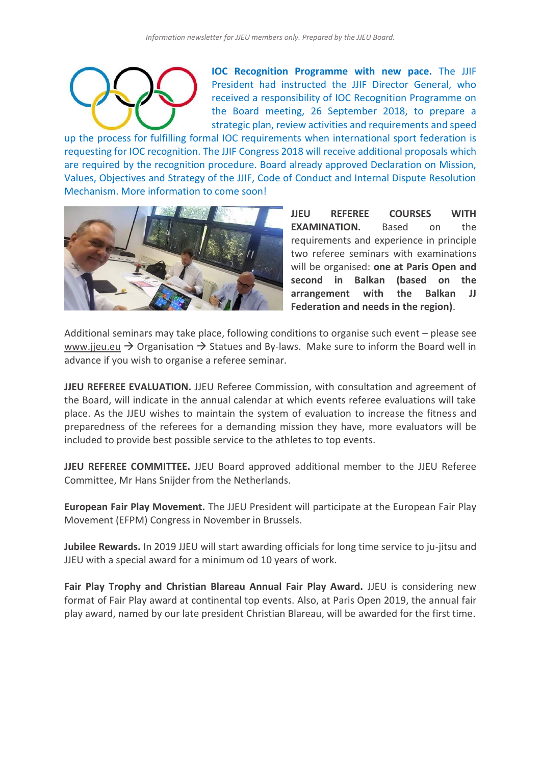**IOC Recognition Programme with new pace.** The JJIF President had instructed the JJIF Director General, who received a responsibility of IOC Recognition Programme on the Board meeting, 26 September 2018, to prepare a strategic plan, review activities and requirements and speed up the process for fulfilling formal IOC requirements when international sport federation is requesting for IOC recognition. The JJIF Congress 2018 will receive additional proposals which are required by the recognition procedure. Board already approved Declaration on Mission, Values, Objectives and Strategy of the JJIF, Code of Conduct and Internal Dispute Resolution Mechanism. More information to come soon!

**JJEU REFEREE COURSES WITH EXAMINATION.** Based on the requirements and experience in principle two referee seminars with examinations will be organised: **one at Paris Open and second in Balkan (based on the arrangement with the Balkan JJ Federation and needs in the region)**.

Additional seminars may take place, following conditions to organise such event – please see www.jjeu.eu → Organisation → Statues and By-laws. Make sure to inform the Board well in advance if you wish to organise a referee seminar.

**JJEU REFEREE EVALUATION.** JJEU Referee Commission, with consultation and agreement of the Board, will indicate in the annual calendar at which events referee evaluations will take place. As the JJEU wishes to maintain the system of evaluation to increase the fitness and preparedness of the referees for a demanding mission they have, more evaluators will be included to provide best possible service to the athletes to top events.

**JJEU REFEREE COMMITTEE.** JJEU Board approved additional member to the JJEU Referee Committee, Mr Hans Snijder from the Netherlands.

**European Fair Play Movement.** The JJEU President will participate at the European Fair Play Movement (EFPM) Congress in November in Brussels.

**Jubilee Rewards.** In 2019 JJEU will start awarding officials for long time service to ju-jitsu and JJEU with a special award for a minimum od 10 years of work.

**Fair Play Trophy and Christian Blareau Annual Fair Play Award.** JJEU is considering new format of Fair Play award at continental top events. Also, at Paris Open 2019, the annual fair play award, named by our late president Christian Blareau, will be awarded for the first time.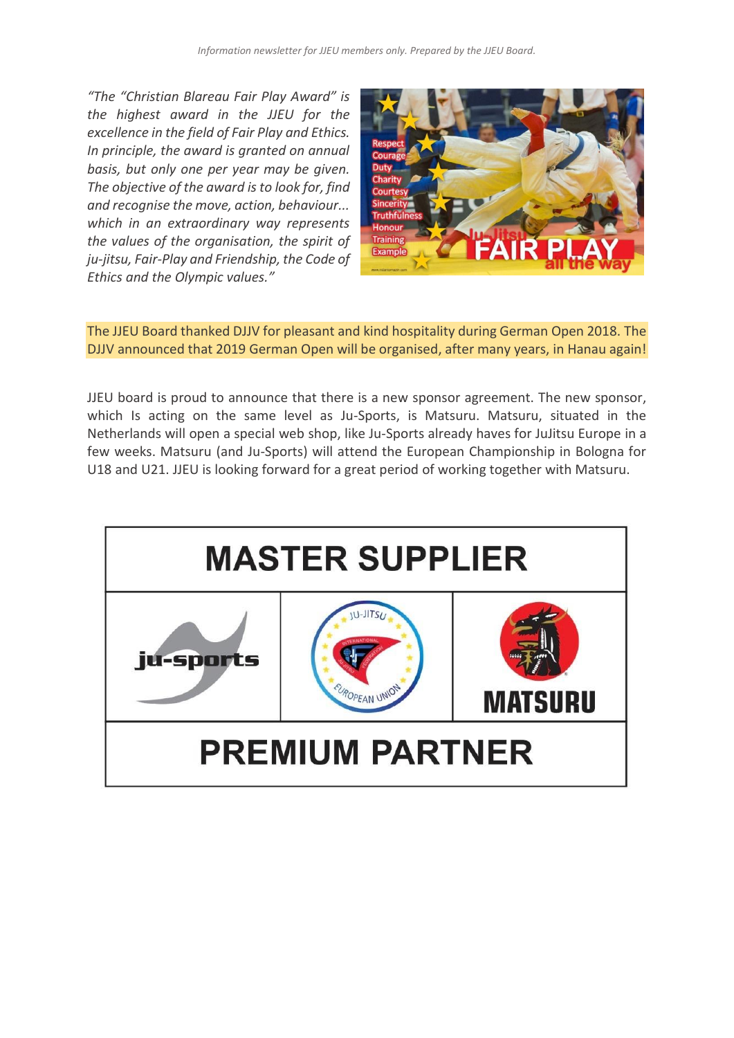*"The "Christian Blareau Fair Play Award" is the highest award in the JJEU for the excellence in the field of Fair Play and Ethics. In principle, the award is granted on annual basis, but only one per year may be given. The objective of the award is to look for, find and recognise the move, action, behaviour... which in an extraordinary way represents the values of the organisation, the spirit of ju-jitsu, Fair-Play and Friendship, the Code of Ethics and the Olympic values."*

The JJEU Board thanked DJJV for pleasant and kind hospitality during German Open 2018. The DJJV announced that 2019 German Open will be organised, after many years, in Hanau again!

JJEU board is proud to announce that there is a new sponsor agreement. The new sponsor, which Is acting on the same level as Ju-Sports, is Matsuru. Matsuru, situated in the Netherlands will open a special web shop, like Ju-Sports already haves for JuJitsu Europe in a few weeks. Matsuru (and Ju-Sports) will attend the European Championship in Bologna for U18 and U21. JJEU is looking forward for a great period of working together with Matsuru.

| MASTER SUPPLIER | | |
|---|---|---|
| ju-sports | JU-JITSU INTERNATIONAL FEDERATION EUROPEAN UNION | MATSURU |
| PREMIUM PARTNER | | |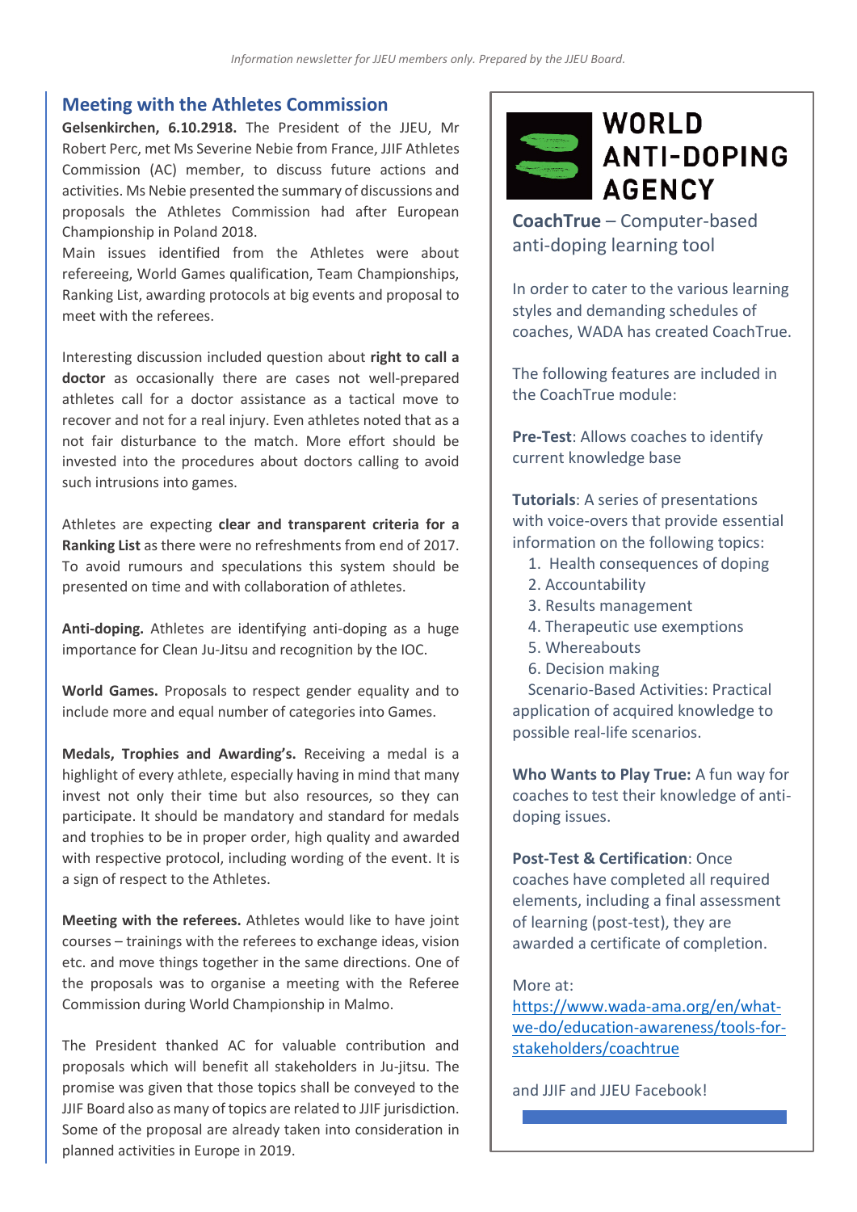## Meeting with the Athletes Commission

**Gelsenkirchen, 6.10.2918.** The President of the JJEU, Mr Robert Perc, met Ms Severine Nebie from France, JJIF Athletes Commission (AC) member, to discuss future actions and activities. Ms Nebie presented the summary of discussions and proposals the Athletes Commission had after European Championship in Poland 2018.

Main issues identified from the Athletes were about refereeing, World Games qualification, Team Championships, Ranking List, awarding protocols at big events and proposal to meet with the referees.

Interesting discussion included question about **right to call a doctor** as occasionally there are cases not well-prepared athletes call for a doctor assistance as a tactical move to recover and not for a real injury. Even athletes noted that as a not fair disturbance to the match. More effort should be invested into the procedures about doctors calling to avoid such intrusions into games.

Athletes are expecting **clear and transparent criteria for a Ranking List** as there were no refreshments from end of 2017. To avoid rumours and speculations this system should be presented on time and with collaboration of athletes.

**Anti-doping.** Athletes are identifying anti-doping as a huge importance for Clean Ju-Jitsu and recognition by the IOC.

**World Games.** Proposals to respect gender equality and to include more and equal number of categories into Games.

**Medals, Trophies and Awarding's.** Receiving a medal is a highlight of every athlete, especially having in mind that many invest not only their time but also resources, so they can participate. It should be mandatory and standard for medals and trophies to be in proper order, high quality and awarded with respective protocol, including wording of the event. It is a sign of respect to the Athletes.

**Meeting with the referees.** Athletes would like to have joint courses – trainings with the referees to exchange ideas, vision etc. and move things together in the same directions. One of the proposals was to organise a meeting with the Referee Commission during World Championship in Malmo.

The President thanked AC for valuable contribution and proposals which will benefit all stakeholders in Ju-jitsu. The promise was given that those topics shall be conveyed to the JJIF Board also as many of topics are related to JJIF jurisdiction. Some of the proposal are already taken into consideration in planned activities in Europe in 2019.

## WORLD ANTI-DOPING AGENCY

**CoachTrue** – Computer-based anti-doping learning tool

In order to cater to the various learning styles and demanding schedules of coaches, WADA has created CoachTrue.

The following features are included in the CoachTrue module:

**Pre-Test**: Allows coaches to identify current knowledge base

**Tutorials**: A series of presentations with voice-overs that provide essential information on the following topics:

1. Health consequences of doping
2. Accountability
3. Results management
4. Therapeutic use exemptions
5. Whereabouts
6. Decision making

Scenario-Based Activities: Practical application of acquired knowledge to possible real-life scenarios.

**Who Wants to Play True:** A fun way for coaches to test their knowledge of anti-doping issues.

**Post-Test & Certification**: Once coaches have completed all required elements, including a final assessment of learning (post-test), they are awarded a certificate of completion.

More at: [https://www.wada-ama.org/en/what-we-do/education-awareness/tools-for-stakeholders/coachtrue](https://www.wada-ama.org/en/what-we-do/education-awareness/tools-for-stakeholders/coachtrue)

and JJIF and JJEU Facebook!